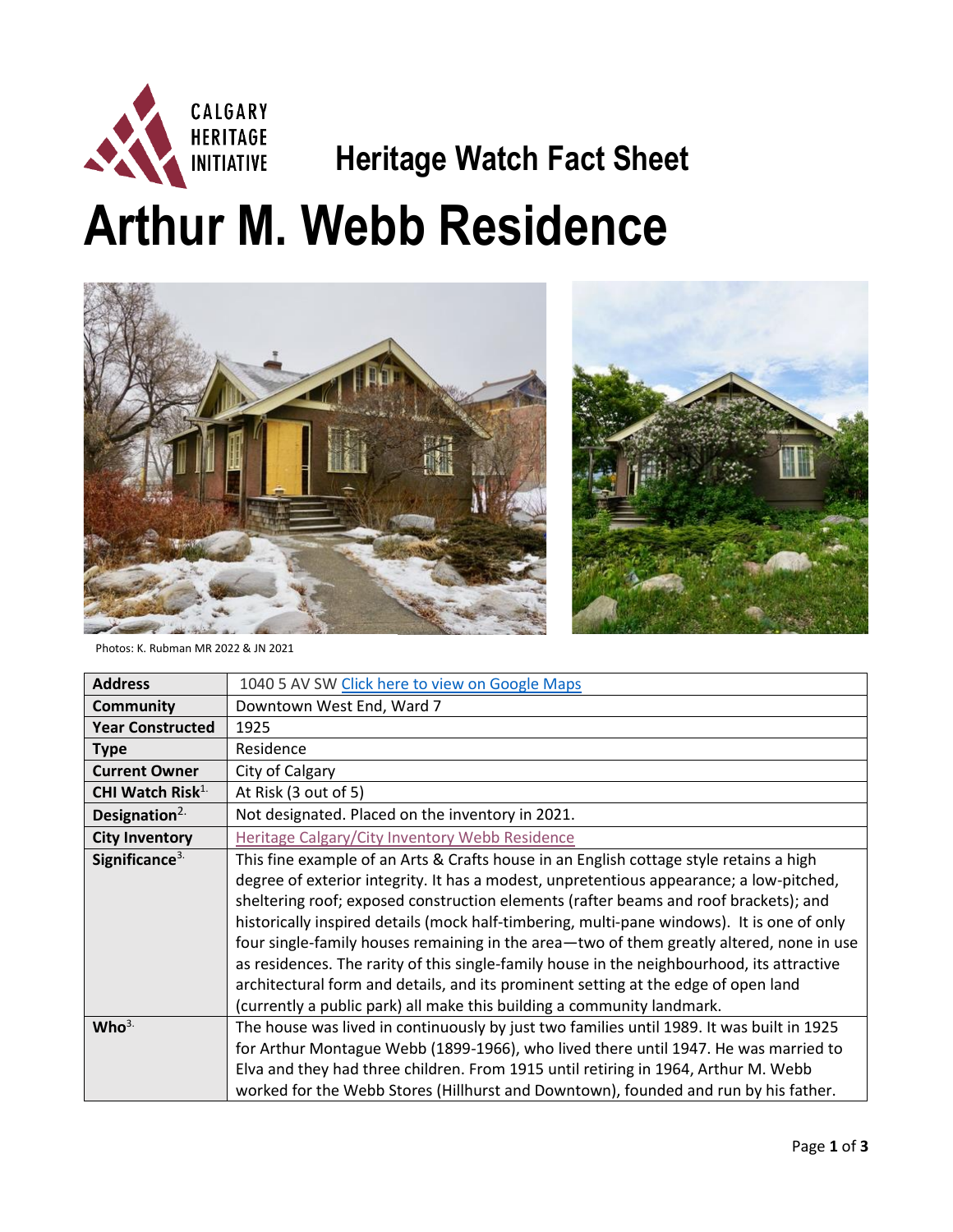# Heritage Watch Fact Sheet

# Arthur M. Webb Residence

Photos: K. Rubman MR 2022 & JN 2021

| | |
|---|---|
| **Address** | 1040 5 AV SW Click here to view on Google Maps |
| **Community** | Downtown West End, Ward 7 |
| **Year Constructed** | 1925 |
| **Type** | Residence |
| **Current Owner** | City of Calgary |
| **CHI Watch Risk**[1.] | At Risk (3 out of 5) |
| **Designation**[2.] | Not designated. Placed on the inventory in 2021. |
| **City Inventory** | Heritage Calgary/City Inventory Webb Residence |
| **Significance**[3.] | This fine example of an Arts & Crafts house in an English cottage style retains a high degree of exterior integrity. It has a modest, unpretentious appearance; a low-pitched, sheltering roof; exposed construction elements (rafter beams and roof brackets); and historically inspired details (mock half-timbering, multi-pane windows). It is one of only four single-family houses remaining in the area—two of them greatly altered, none in use as residences. The rarity of this single-family house in the neighbourhood, its attractive architectural form and details, and its prominent setting at the edge of open land (currently a public park) all make this building a community landmark. |
| **Who**[3.] | The house was lived in continuously by just two families until 1989. It was built in 1925 for Arthur Montague Webb (1899-1966), who lived there until 1947. He was married to Elva and they had three children. From 1915 until retiring in 1964, Arthur M. Webb worked for the Webb Stores (Hillhurst and Downtown), founded and run by his father. |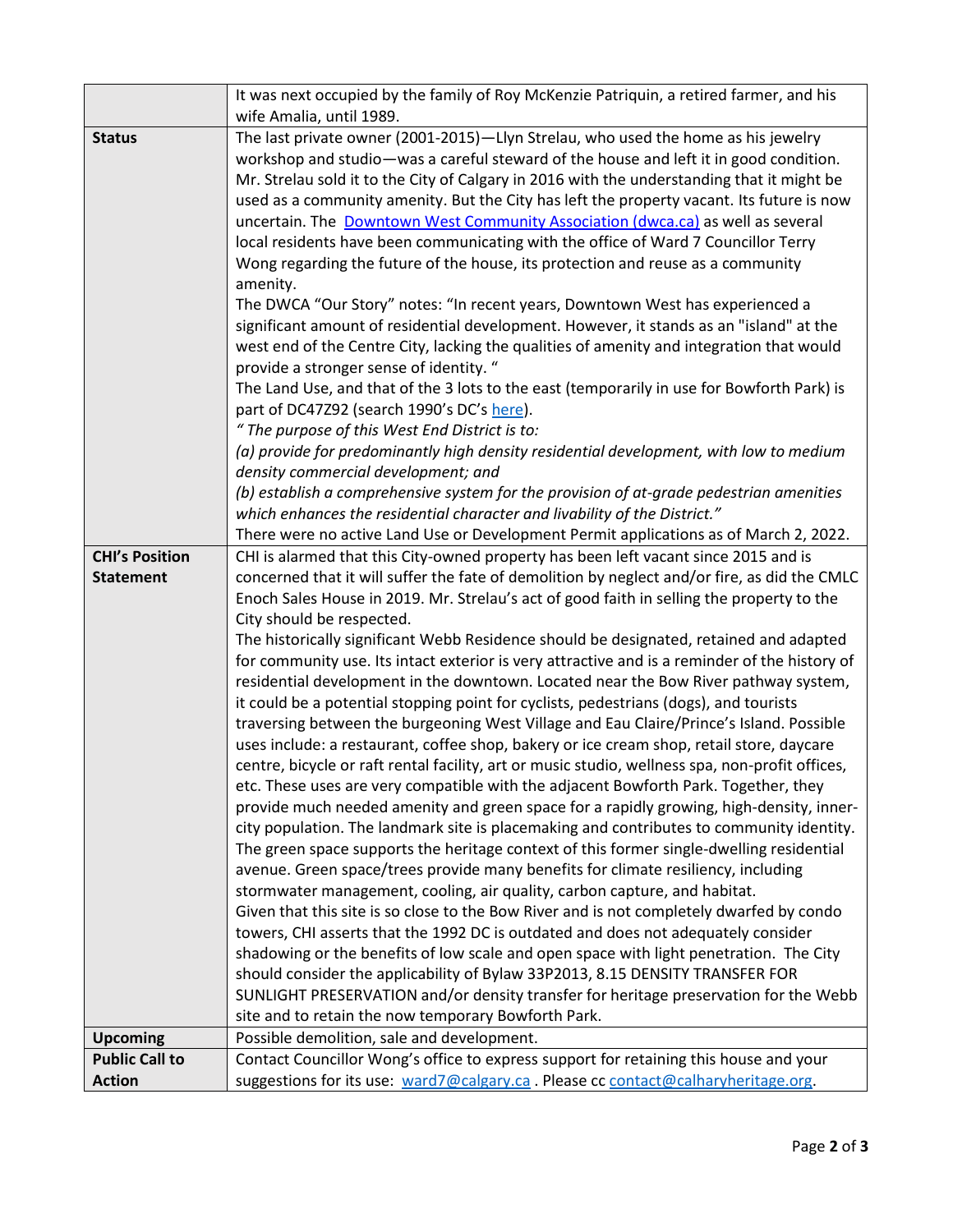| | |
|---|---|
| | It was next occupied by the family of Roy McKenzie Patriquin, a retired farmer, and his wife Amalia, until 1989. |
| **Status** | The last private owner (2001-2015)—Llyn Strelau, who used the home as his jewelry workshop and studio—was a careful steward of the house and left it in good condition. Mr. Strelau sold it to the City of Calgary in 2016 with the understanding that it might be used as a community amenity. But the City has left the property vacant. Its future is now uncertain. The [Downtown West Community Association (dwca.ca)](dwca.ca) as well as several local residents have been communicating with the office of Ward 7 Councillor Terry Wong regarding the future of the house, its protection and reuse as a community amenity.<br>The DWCA "Our Story" notes: "In recent years, Downtown West has experienced a significant amount of residential development. However, it stands as an "island" at the west end of the Centre City, lacking the qualities of amenity and integration that would provide a stronger sense of identity. "<br>The Land Use, and that of the 3 lots to the east (temporarily in use for Bowforth Park) is part of DC47Z92 (search 1990's DC's here).<br>*" The purpose of this West End District is to:*<br>*(a) provide for predominantly high density residential development, with low to medium density commercial development; and*<br>*(b) establish a comprehensive system for the provision of at-grade pedestrian amenities which enhances the residential character and livability of the District."*<br>There were no active Land Use or Development Permit applications as of March 2, 2022. |
| **CHI's Position Statement** | CHI is alarmed that this City-owned property has been left vacant since 2015 and is concerned that it will suffer the fate of demolition by neglect and/or fire, as did the CMLC Enoch Sales House in 2019. Mr. Strelau's act of good faith in selling the property to the City should be respected.<br>The historically significant Webb Residence should be designated, retained and adapted for community use. Its intact exterior is very attractive and is a reminder of the history of residential development in the downtown. Located near the Bow River pathway system, it could be a potential stopping point for cyclists, pedestrians (dogs), and tourists traversing between the burgeoning West Village and Eau Claire/Prince's Island. Possible uses include: a restaurant, coffee shop, bakery or ice cream shop, retail store, daycare centre, bicycle or raft rental facility, art or music studio, wellness spa, non-profit offices, etc. These uses are very compatible with the adjacent Bowforth Park. Together, they provide much needed amenity and green space for a rapidly growing, high-density, inner-city population. The landmark site is placemaking and contributes to community identity. The green space supports the heritage context of this former single-dwelling residential avenue. Green space/trees provide many benefits for climate resiliency, including stormwater management, cooling, air quality, carbon capture, and habitat.<br>Given that this site is so close to the Bow River and is not completely dwarfed by condo towers, CHI asserts that the 1992 DC is outdated and does not adequately consider shadowing or the benefits of low scale and open space with light penetration. The City should consider the applicability of Bylaw 33P2013, 8.15 DENSITY TRANSFER FOR SUNLIGHT PRESERVATION and/or density transfer for heritage preservation for the Webb site and to retain the now temporary Bowforth Park. |
| **Upcoming** | Possible demolition, sale and development. |
| **Public Call to Action** | Contact Councillor Wong's office to express support for retaining this house and your suggestions for its use: ward7@calgary.ca . Please cc contact@calharyheritage.org. |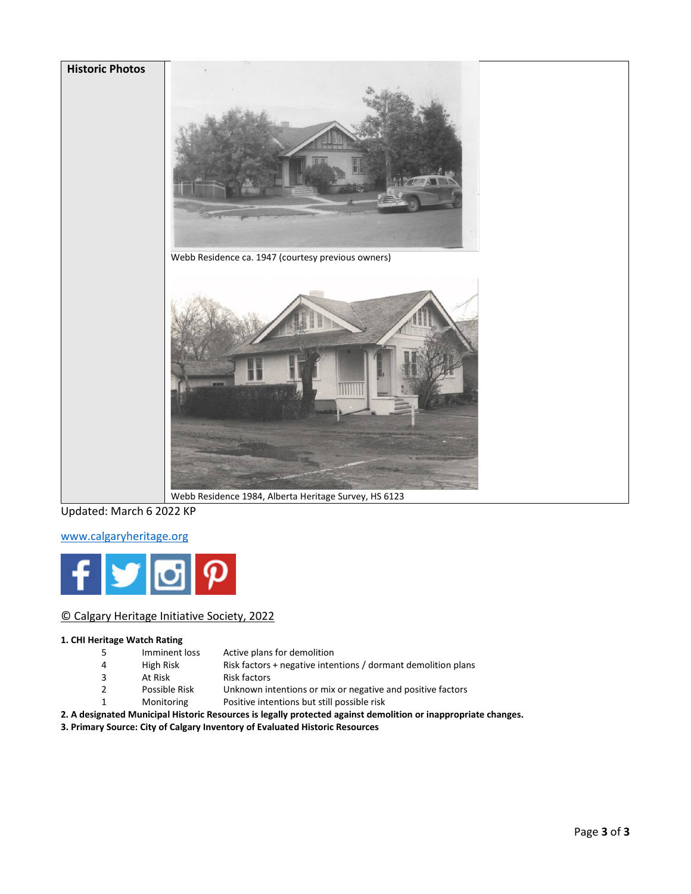| Historic Photos | Webb Residence ca. 1947 (courtesy previous owners)<br><br>Webb Residence 1984, Alberta Heritage Survey, HS 6123 |
| --- | --- |

Updated: March 6 2022 KP

www.calgaryheritage.org

© Calgary Heritage Initiative Society, 2022

**1. CHI Heritage Watch Rating**

| | | |
| --- | --- | --- |
| 5 | Imminent loss | Active plans for demolition |
| 4 | High Risk | Risk factors + negative intentions / dormant demolition plans |
| 3 | At Risk | Risk factors |
| 2 | Possible Risk | Unknown intentions or mix or negative and positive factors |
| 1 | Monitoring | Positive intentions but still possible risk |

**2. A designated Municipal Historic Resources is legally protected against demolition or inappropriate changes.**

**3. Primary Source: City of Calgary Inventory of Evaluated Historic Resources**